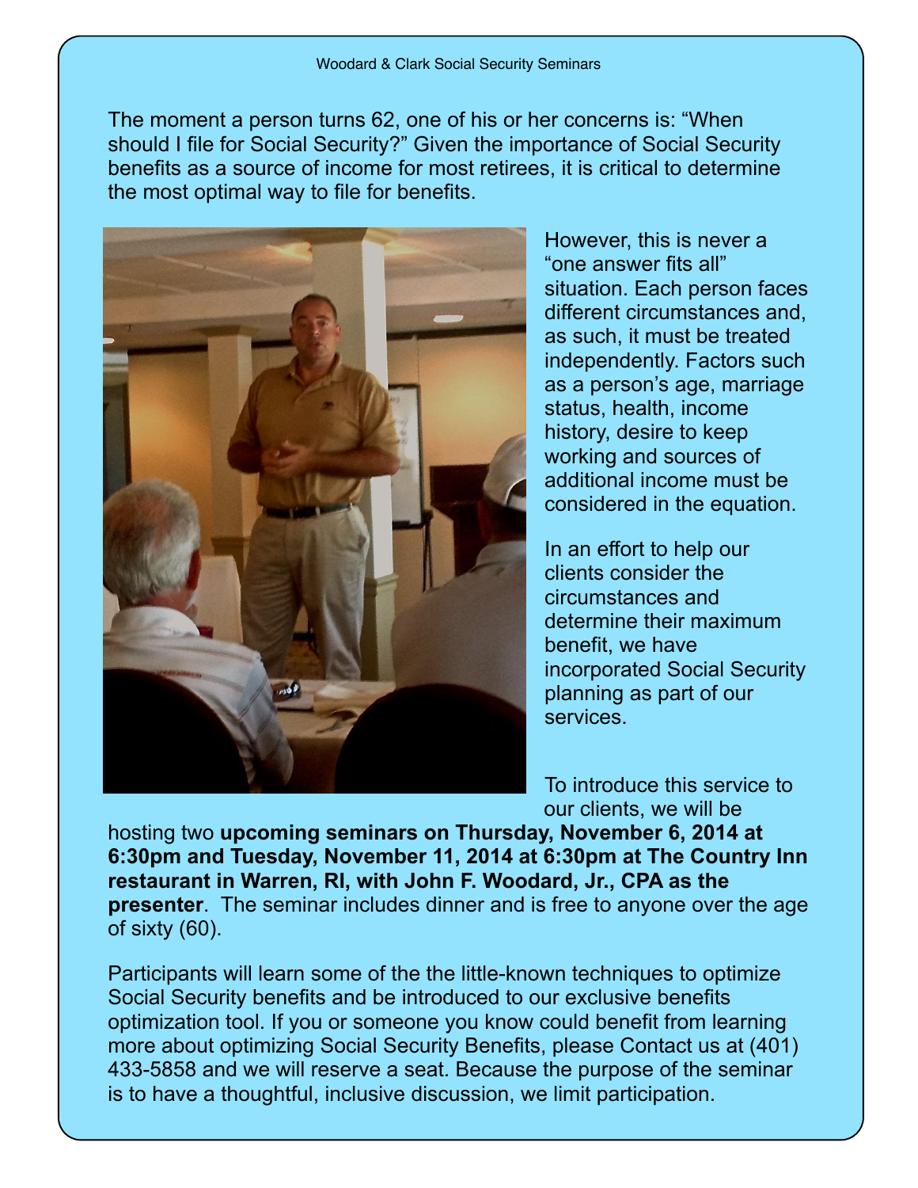Woodard & Clark Social Security Seminars

The moment a person turns 62, one of his or her concerns is: "When should I file for Social Security?" Given the importance of Social Security benefits as a source of income for most retirees, it is critical to determine the most optimal way to file for benefits.

However, this is never a "one answer fits all" situation. Each person faces different circumstances and, as such, it must be treated independently. Factors such as a person's age, marriage status, health, income history, desire to keep working and sources of additional income must be considered in the equation.

In an effort to help our clients consider the circumstances and determine their maximum benefit, we have incorporated Social Security planning as part of our services.

To introduce this service to our clients, we will be hosting two **upcoming seminars on Thursday, November 6, 2014 at 6:30pm and Tuesday, November 11, 2014 at 6:30pm at The Country Inn restaurant in Warren, RI, with John F. Woodard, Jr., CPA as the presenter**. The seminar includes dinner and is free to anyone over the age of sixty (60).

Participants will learn some of the the little-known techniques to optimize Social Security benefits and be introduced to our exclusive benefits optimization tool. If you or someone you know could benefit from learning more about optimizing Social Security Benefits, please Contact us at (401) 433-5858 and we will reserve a seat. Because the purpose of the seminar is to have a thoughtful, inclusive discussion, we limit participation.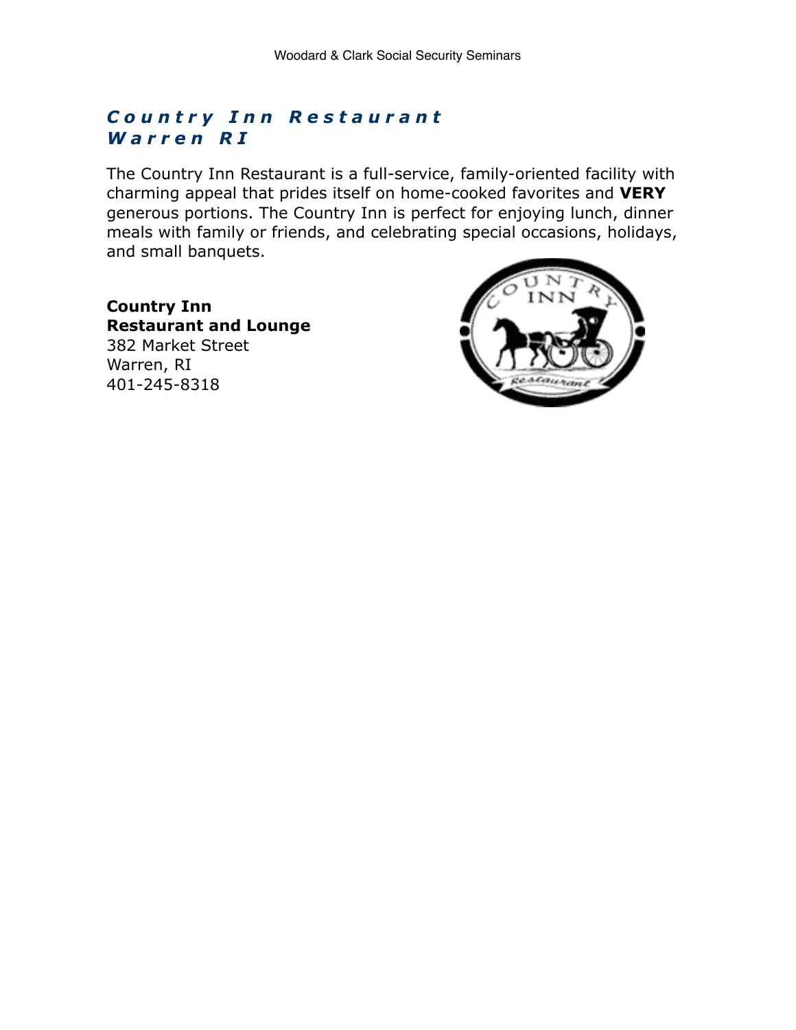## *Country Inn Restaurant*
## *Warren RI*

The Country Inn Restaurant is a full-service, family-oriented facility with charming appeal that prides itself on home-cooked favorites and **VERY** generous portions. The Country Inn is perfect for enjoying lunch, dinner meals with family or friends, and celebrating special occasions, holidays, and small banquets.

**Country Inn**
**Restaurant and Lounge**
382 Market Street
Warren, RI
401-245-8318